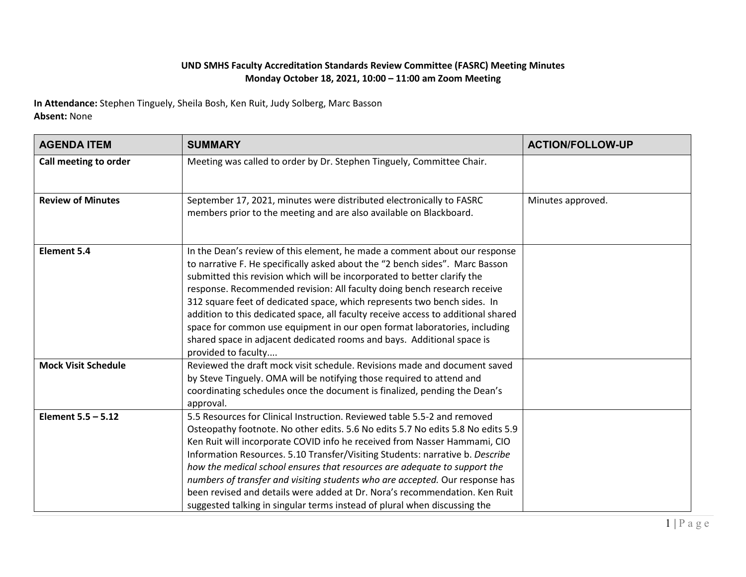**UND SMHS Faculty Accreditation Standards Review Committee (FASRC) Meeting Minutes**
**Monday October 18, 2021, 10:00 – 11:00 am Zoom Meeting**

**In Attendance:** Stephen Tinguely, Sheila Bosh, Ken Ruit, Judy Solberg, Marc Basson
**Absent:** None

| AGENDA ITEM | SUMMARY | ACTION/FOLLOW-UP |
|---|---|---|
| **Call meeting to order** | Meeting was called to order by Dr. Stephen Tinguely, Committee Chair. | |
| **Review of Minutes** | September 17, 2021, minutes were distributed electronically to FASRC members prior to the meeting and are also available on Blackboard. | Minutes approved. |
| **Element 5.4** | In the Dean's review of this element, he made a comment about our response to narrative F. He specifically asked about the "2 bench sides". Marc Basson submitted this revision which will be incorporated to better clarify the response. Recommended revision: All faculty doing bench research receive 312 square feet of dedicated space, which represents two bench sides. In addition to this dedicated space, all faculty receive access to additional shared space for common use equipment in our open format laboratories, including shared space in adjacent dedicated rooms and bays. Additional space is provided to faculty.... | |
| **Mock Visit Schedule** | Reviewed the draft mock visit schedule. Revisions made and document saved by Steve Tinguely. OMA will be notifying those required to attend and coordinating schedules once the document is finalized, pending the Dean's approval. | |
| **Element 5.5 – 5.12** | 5.5 Resources for Clinical Instruction. Reviewed table 5.5-2 and removed Osteopathy footnote. No other edits. 5.6 No edits 5.7 No edits 5.8 No edits 5.9 Ken Ruit will incorporate COVID info he received from Nasser Hammami, CIO Information Resources. 5.10 Transfer/Visiting Students: narrative b. *Describe how the medical school ensures that resources are adequate to support the numbers of transfer and visiting students who are accepted.* Our response has been revised and details were added at Dr. Nora's recommendation. Ken Ruit suggested talking in singular terms instead of plural when discussing the | |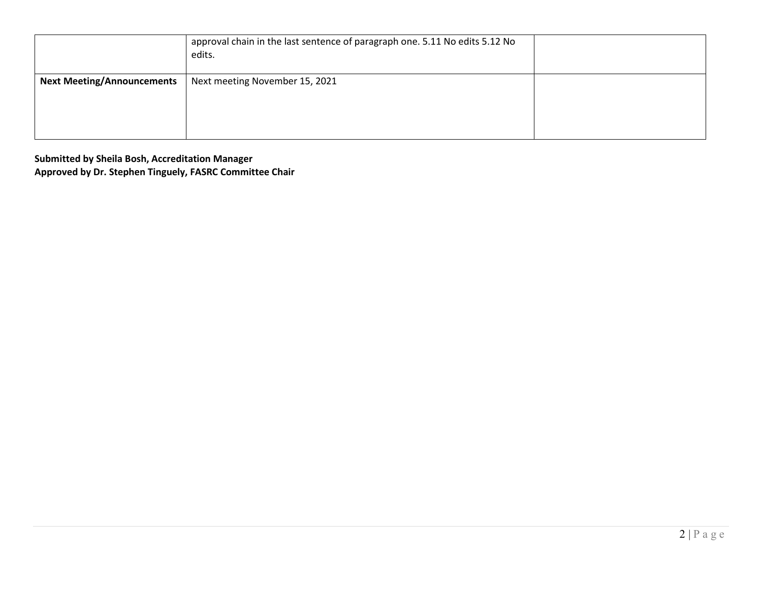| | | |
|---|---|---|
| | approval chain in the last sentence of paragraph one. 5.11 No edits 5.12 No edits. | |
| **Next Meeting/Announcements** | Next meeting November 15, 2021 | |

**Submitted by Sheila Bosh, Accreditation Manager**
**Approved by Dr. Stephen Tinguely, FASRC Committee Chair**